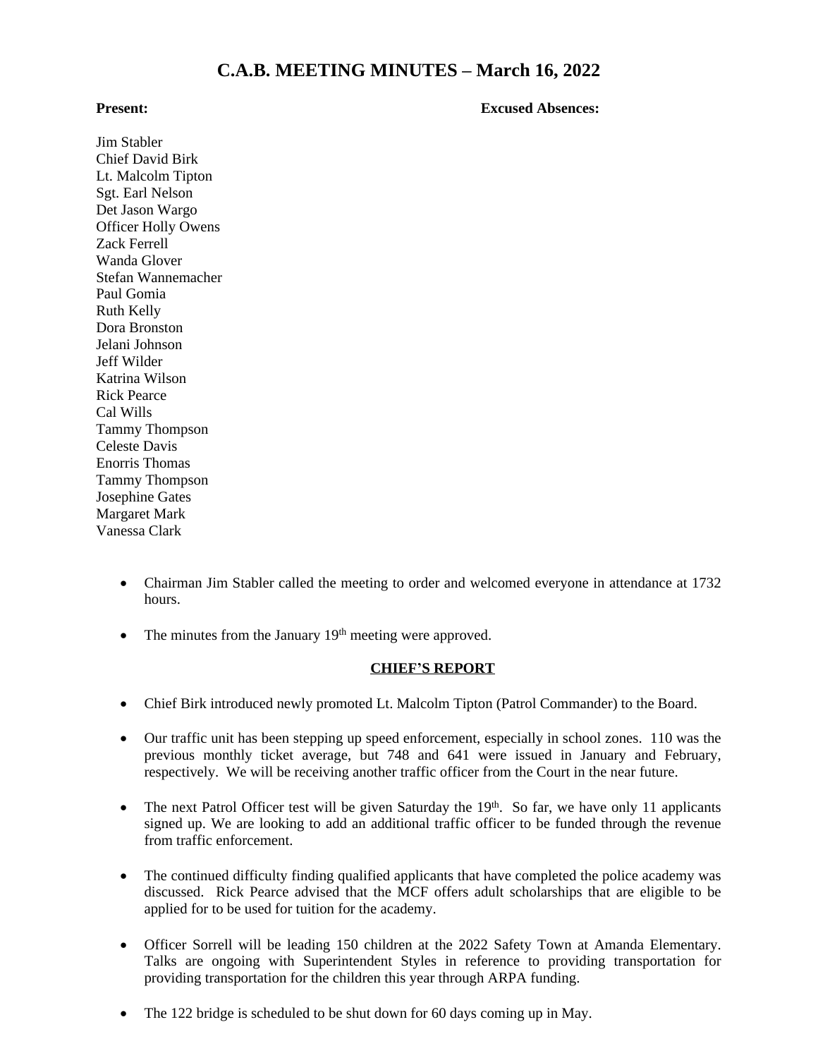// C.A.B. MEETING MINUTES – March 16, 2022

**Present:** **Excused Absences:**

Jim Stabler
Chief David Birk
Lt. Malcolm Tipton
Sgt. Earl Nelson
Det Jason Wargo
Officer Holly Owens
Zack Ferrell
Wanda Glover
Stefan Wannemacher
Paul Gomia
Ruth Kelly
Dora Bronston
Jelani Johnson
Jeff Wilder
Katrina Wilson
Rick Pearce
Cal Wills
Tammy Thompson
Celeste Davis
Enorris Thomas
Tammy Thompson
Josephine Gates
Margaret Mark
Vanessa Clark

- Chairman Jim Stabler called the meeting to order and welcomed everyone in attendance at 1732 hours.
- The minutes from the January 19th meeting were approved.

**CHIEF'S REPORT**

- Chief Birk introduced newly promoted Lt. Malcolm Tipton (Patrol Commander) to the Board.
- Our traffic unit has been stepping up speed enforcement, especially in school zones. 110 was the previous monthly ticket average, but 748 and 641 were issued in January and February, respectively. We will be receiving another traffic officer from the Court in the near future.
- The next Patrol Officer test will be given Saturday the 19th. So far, we have only 11 applicants signed up. We are looking to add an additional traffic officer to be funded through the revenue from traffic enforcement.
- The continued difficulty finding qualified applicants that have completed the police academy was discussed. Rick Pearce advised that the MCF offers adult scholarships that are eligible to be applied for to be used for tuition for the academy.
- Officer Sorrell will be leading 150 children at the 2022 Safety Town at Amanda Elementary. Talks are ongoing with Superintendent Styles in reference to providing transportation for providing transportation for the children this year through ARPA funding.
- The 122 bridge is scheduled to be shut down for 60 days coming up in May.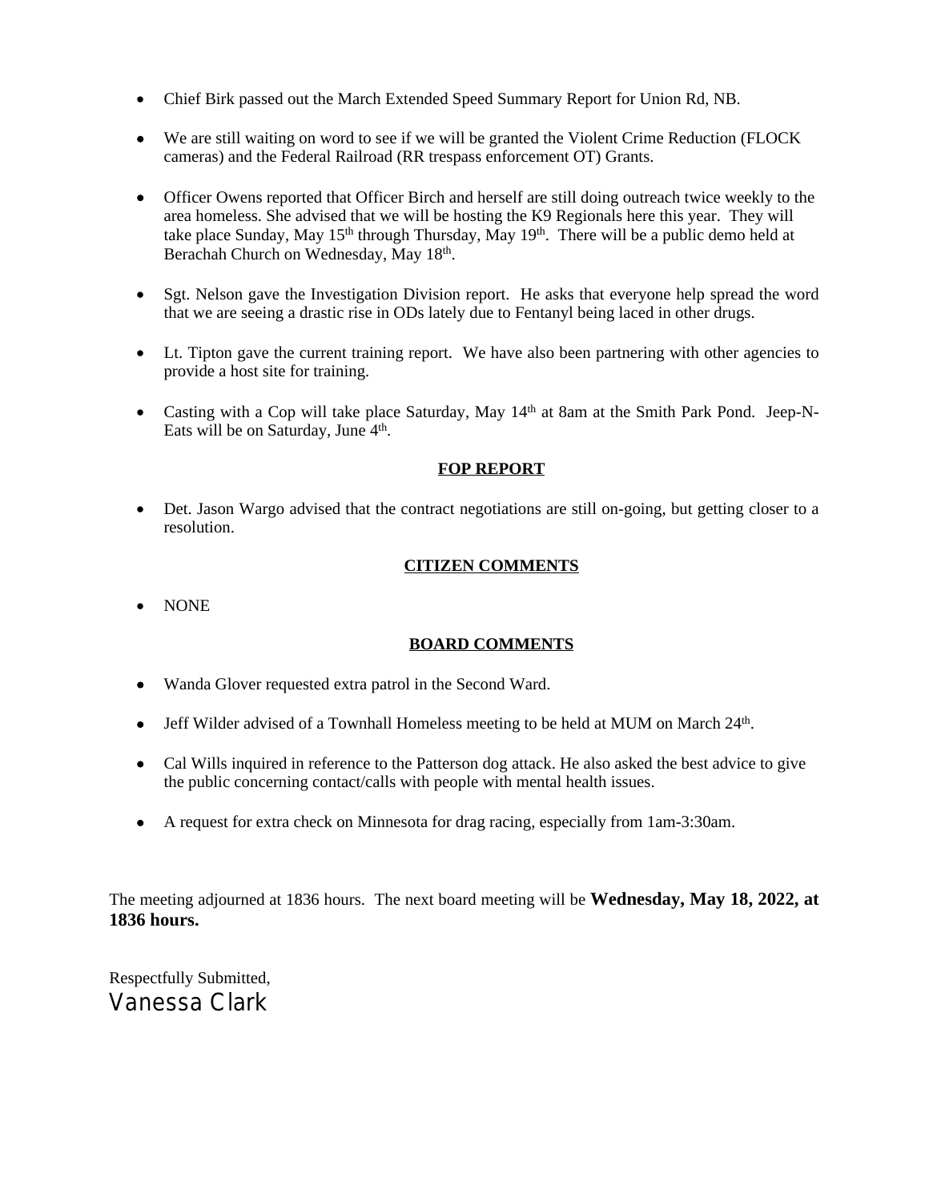- Chief Birk passed out the March Extended Speed Summary Report for Union Rd, NB.

- We are still waiting on word to see if we will be granted the Violent Crime Reduction (FLOCK cameras) and the Federal Railroad (RR trespass enforcement OT) Grants.

- Officer Owens reported that Officer Birch and herself are still doing outreach twice weekly to the area homeless. She advised that we will be hosting the K9 Regionals here this year. They will take place Sunday, May 15th through Thursday, May 19th. There will be a public demo held at Berachah Church on Wednesday, May 18th.

- Sgt. Nelson gave the Investigation Division report. He asks that everyone help spread the word that we are seeing a drastic rise in ODs lately due to Fentanyl being laced in other drugs.

- Lt. Tipton gave the current training report. We have also been partnering with other agencies to provide a host site for training.

- Casting with a Cop will take place Saturday, May 14th at 8am at the Smith Park Pond. Jeep-N-Eats will be on Saturday, June 4th.

## FOP REPORT

- Det. Jason Wargo advised that the contract negotiations are still on-going, but getting closer to a resolution.

## CITIZEN COMMENTS

- NONE

## BOARD COMMENTS

- Wanda Glover requested extra patrol in the Second Ward.

- Jeff Wilder advised of a Townhall Homeless meeting to be held at MUM on March 24th.

- Cal Wills inquired in reference to the Patterson dog attack. He also asked the best advice to give the public concerning contact/calls with people with mental health issues.

- A request for extra check on Minnesota for drag racing, especially from 1am-3:30am.

The meeting adjourned at 1836 hours. The next board meeting will be **Wednesday, May 18, 2022, at 1836 hours.**

Respectfully Submitted,
Vanessa Clark